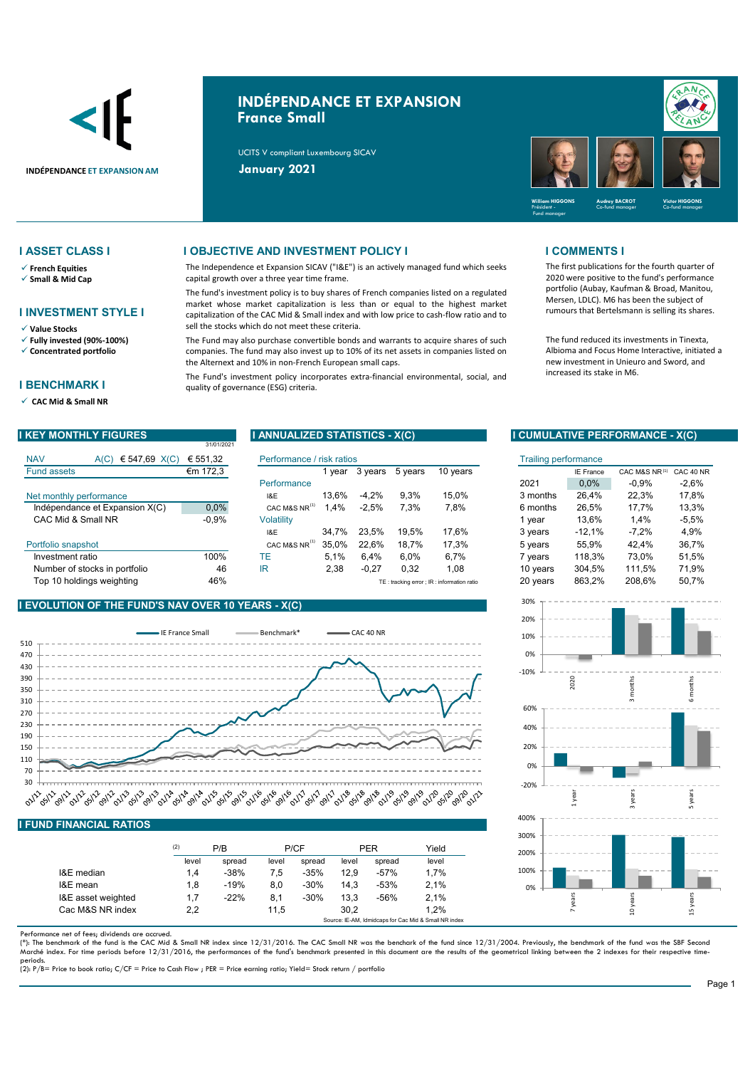INDÉPENDANCE ET EXPANSION AM

# INDÉPENDANCE ET EXPANSION
## France Small

UCITS V compliant Luxembourg SICAV

**January 2021**

William HIGGONS – Président - Fund manager
Audrey BACROT – Co-fund manager
Victor HIGGONS – Co-fund manager

## I ASSET CLASS I

- French Equities
- Small & Mid Cap

## I INVESTMENT STYLE I

- Value Stocks
- Fully invested (90%-100%)
- Concentrated portfolio

## I BENCHMARK I

- CAC Mid & Small NR

## I OBJECTIVE AND INVESTMENT POLICY I

The Independence et Expansion SICAV ("I&E") is an actively managed fund which seeks capital growth over a three year time frame.

The fund's investment policy is to buy shares of French companies listed on a regulated market whose market capitalization is less than or equal to the highest market capitalization of the CAC Mid & Small index and with low price to cash-flow ratio and to sell the stocks which do not meet these criteria.

The Fund may also purchase convertible bonds and warrants to acquire shares of such companies. The fund may also invest up to 10% of its net assets in companies listed on the Alternext and 10% in non-French European small caps.

The Fund's investment policy incorporates extra-financial environmental, social, and quality of governance (ESG) criteria.

## I COMMENTS I

The first publications for the fourth quarter of 2020 were positive to the fund's performance portfolio (Aubay, Kaufman & Broad, Manitou, Mersen, LDLC). M6 has been the subject of rumours that Bertelsmann is selling its shares.

The fund reduced its investments in Tinexta, Albioma and Focus Home Interactive, initiated a new investment in Unieuro and Sword, and increased its stake in M6.

## I KEY MONTHLY FIGURES

31/01/2021

| | | |
|---|---|---|
| NAV | A(C) € 547,69 | X(C) € 551,32 |
| Fund assets | | €m 172,3 |
| **Net monthly performance** | | |
| Indépendance et Expansion X(C) | | 0,0% |
| CAC Mid & Small NR | | -0,9% |
| **Portfolio snapshot** | | |
| Investment ratio | | 100% |
| Number of stocks in portfolio | | 46 |
| Top 10 holdings weighting | | 46% |

## I ANNUALIZED STATISTICS - X(C)

| Performance / risk ratios | 1 year | 3 years | 5 years | 10 years |
|---|---|---|---|---|
| **Performance** | | | | |
| I&E | 13,6% | -4,2% | 9,3% | 15,0% |
| CAC M&S NR[1] | 1,4% | -2,5% | 7,3% | 7,8% |
| **Volatility** | | | | |
| I&E | 34,7% | 23,5% | 19,5% | 17,6% |
| CAC M&S NR[1] | 35,0% | 22,6% | 18,7% | 17,3% |
| TE | 5,1% | 6,4% | 6,0% | 6,7% |
| IR | 2,38 | -0,27 | 0,32 | 1,08 |

TE : tracking error ; IR : information ratio

## I CUMULATIVE PERFORMANCE - X(C)

| Trailing performance | IE France | CAC M&S NR[1] | CAC 40 NR |
|---|---|---|---|
| 2021 | 0,0% | -0,9% | -2,6% |
| 3 months | 26,4% | 22,3% | 17,8% |
| 6 months | 26,5% | 17,7% | 13,3% |
| 1 year | 13,6% | 1,4% | -5,5% |
| 3 years | -12,1% | -7,2% | 4,9% |
| 5 years | 55,9% | 42,4% | 36,7% |
| 7 years | 118,3% | 73,0% | 51,5% |
| 10 years | 304,5% | 111,5% | 71,9% |
| 20 years | 863,2% | 208,6% | 50,7% |

## I EVOLUTION OF THE FUND'S NAV OVER 10 YEARS - X(C)

IE France Small — Benchmark* — CAC 40 NR

## I FUND FINANCIAL RATIOS

| (2) | P/B level | P/B spread | P/CF level | P/CF spread | PER level | PER spread | Yield level |
|---|---|---|---|---|---|---|---|
| I&E median | 1,4 | -38% | 7,5 | -35% | 12,9 | -57% | 1,7% |
| I&E mean | 1,8 | -19% | 8,0 | -30% | 14,3 | -53% | 2,1% |
| I&E asset weighted | 1,7 | -22% | 8,1 | -30% | 13,3 | -56% | 2,1% |
| Cac M&S NR index | 2,2 | | 11,5 | | 30,2 | | 1,2% |

Source: IE-AM, Idmidcaps for Cac Mid & Small NR index

Performance net of fees; dividends are accrued.

(*): The benchmark of the fund is the CAC Mid & Small NR index since 12/31/2016. The CAC Small NR was the benchark of the fund since 12/31/2004. Previously, the benchmark of the fund was the SBF Second Marché index. For time periods before 12/31/2016, the performances of the fund's benchmark presented in this document are the results of the geometrical linking between the 2 indexes for their respective time-periods.

(2): P/B= Price to book ratio; C/CF = Price to Cash Flow ; PER = Price earning ratio; Yield= Stock return / portfolio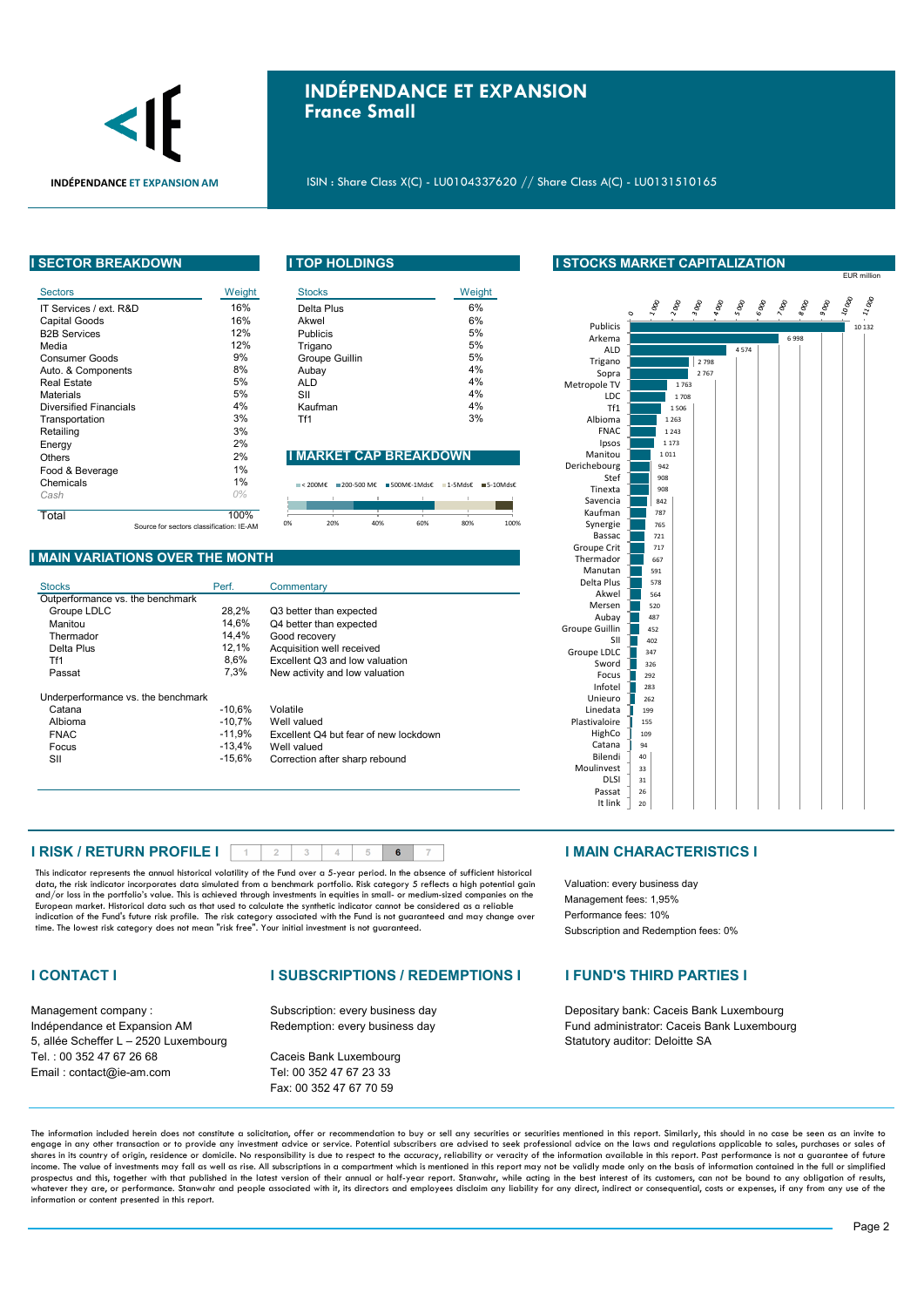# INDÉPENDANCE ET EXPANSION
## France Small

INDÉPENDANCE ET EXPANSION AM

ISIN : Share Class X(C) - LU0104337620 // Share Class A(C) - LU0131510165

## I SECTOR BREAKDOWN

| Sectors | Weight |
|---|---|
| IT Services / ext. R&D | 16% |
| Capital Goods | 16% |
| B2B Services | 12% |
| Media | 12% |
| Consumer Goods | 9% |
| Auto. & Components | 8% |
| Real Estate | 5% |
| Materials | 5% |
| Diversified Financials | 4% |
| Transportation | 3% |
| Retailing | 3% |
| Energy | 2% |
| Others | 2% |
| Food & Beverage | 1% |
| Chemicals | 1% |
| *Cash* | *0%* |
| Total | 100% |

Source for sectors classification: IE-AM

## I TOP HOLDINGS

| Stocks | Weight |
|---|---|
| Delta Plus | 6% |
| Akwel | 6% |
| Publicis | 5% |
| Trigano | 5% |
| Groupe Guillin | 5% |
| Aubay | 4% |
| ALD | 4% |
| SII | 4% |
| Kaufman | 4% |
| Tf1 | 3% |

## I MARKET CAP BREAKDOWN

< 200M€ | 200-500 M€ | 500M€-1Mds€ | 1-5Mds€ | 5-10Mds€

0% 20% 40% 60% 80% 100%

## I STOCKS MARKET CAPITALIZATION

EUR million

0 1 000 2 000 3 000 4 000 5 000 6 000 7 000 8 000 9 000 10 000 11 000

Publicis 10 132
Arkema 6 998
ALD 4 574
Trigano 2 798
Sopra 2 767
Metropole TV 1 763
LDC 1 708
Tf1 1 506
Albioma 1 263
FNAC 1 243
Ipsos 1 173
Manitou 1 011
Derichebourg 942
Stef 908
Tinexta 908
Savencia 842
Kaufman 787
Synergie 765
Bassac 721
Groupe Crit 717
Thermador 667
Manutan 591
Delta Plus 578
Akwel 564
Mersen 520
Aubay 487
Groupe Guillin 452
SII 402
Groupe LDLC 347
Sword 326
Focus 292
Infotel 283
Unieuro 262
Linedata 199
Plastivaloire 155
HighCo 109
Catana 94
Bilendi 40
Moulinvest 33
DLSI 31
Passat 26
It link 20

## I MAIN VARIATIONS OVER THE MONTH

| Stocks | Perf. | Commentary |
|---|---|---|
| Outperformance vs. the benchmark | | |
| Groupe LDLC | 28,2% | Q3 better than expected |
| Manitou | 14,6% | Q4 better than expected |
| Thermador | 14,4% | Good recovery |
| Delta Plus | 12,1% | Acquisition well received |
| Tf1 | 8,6% | Excellent Q3 and low valuation |
| Passat | 7,3% | New activity and low valuation |
| Underperformance vs. the benchmark | | |
| Catana | -10,6% | Volatile |
| Albioma | -10,7% | Well valued |
| FNAC | -11,9% | Excellent Q4 but fear of new lockdown |
| Focus | -13,4% | Well valued |
| SII | -15,6% | Correction after sharp rebound |

## I RISK / RETURN PROFILE I

1 2 3 4 5 **6** 7

This indicator represents the annual historical volatility of the Fund over a 5-year period. In the absence of sufficient historical data, the risk indicator incorporates data simulated from a benchmark portfolio. Risk category 5 reflects a high potential gain and/or loss in the portfolio's value. This is achieved through investments in equities in small- or medium-sized companies on the European market. Historical data such as that used to calculate the synthetic indicator cannot be considered as a reliable indication of the Fund's future risk profile. The risk category associated with the Fund is not guaranteed and may change over time. The lowest risk category does not mean "risk free". Your initial investment is not guaranteed.

## I MAIN CHARACTERISTICS I

Valuation: every business day

Management fees: 1,95%

Performance fees: 10%

Subscription and Redemption fees: 0%

## I CONTACT I

Management company :
Indépendance et Expansion AM
5, allée Scheffer L – 2520 Luxembourg
Tel. : 00 352 47 67 26 68
Email : contact@ie-am.com

## I SUBSCRIPTIONS / REDEMPTIONS I

Subscription: every business day
Redemption: every business day

Caceis Bank Luxembourg
Tel: 00 352 47 67 23 33
Fax: 00 352 47 67 70 59

## I FUND'S THIRD PARTIES I

Depositary bank: Caceis Bank Luxembourg
Fund administrator: Caceis Bank Luxembourg
Statutory auditor: Deloitte SA

The information included herein does not constitute a solicitation, offer or recommendation to buy or sell any securities or securities mentioned in this report. Similarly, this should in no case be seen as an invite to engage in any other transaction or to provide any investment advice or service. Potential subscribers are advised to seek professional advice on the laws and regulations applicable to sales, purchases or sales of shares in its country of origin, residence or domicile. No responsibility is due to respect to the accuracy, reliability or veracity of the information available in this report. Past performance is not a guarantee of future income. The value of investments may fall as well as rise. All subscriptions in a compartment which is mentioned in this report may not be validly made only on the basis of information contained in the full or simplified prospectus and this, together with that published in the latest version of their annual or half-year report. Stanwahr, while acting in the best interest of its customers, can not be bound to any obligation of results, whatever they are, or performance. Stanwahr and people associated with it, its directors and employees disclaim any liability for any direct, indirect or consequential, costs or expenses, if any from any use of the information or content presented in this report.